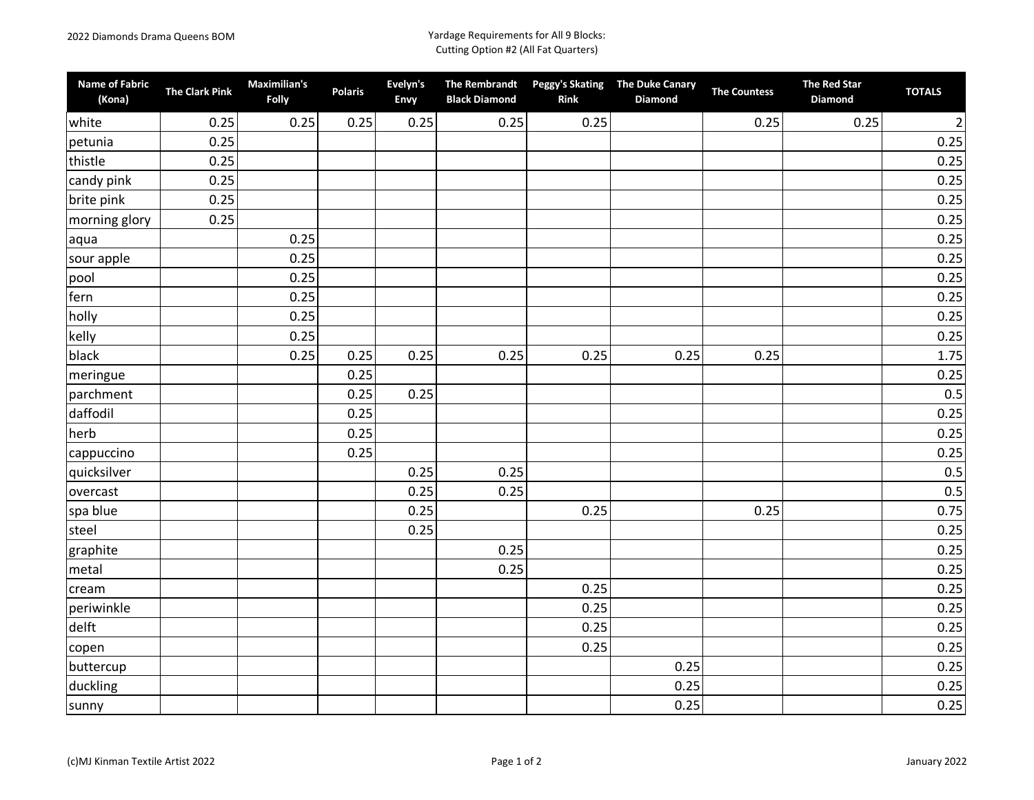2022 Diamonds Drama Queens BOM

Yardage Requirements for All 9 Blocks:
Cutting Option #2 (All Fat Quarters)

| Name of Fabric (Kona) | The Clark Pink | Maximilian's Folly | Polaris | Evelyn's Envy | The Rembrandt Black Diamond | Peggy's Skating Rink | The Duke Canary Diamond | The Countess | The Red Star Diamond | TOTALS |
|---|---|---|---|---|---|---|---|---|---|---|
| white | 0.25 | 0.25 | 0.25 | 0.25 | 0.25 | 0.25 | | 0.25 | 0.25 | 2 |
| petunia | 0.25 | | | | | | | | | 0.25 |
| thistle | 0.25 | | | | | | | | | 0.25 |
| candy pink | 0.25 | | | | | | | | | 0.25 |
| brite pink | 0.25 | | | | | | | | | 0.25 |
| morning glory | 0.25 | | | | | | | | | 0.25 |
| aqua | | 0.25 | | | | | | | | 0.25 |
| sour apple | | 0.25 | | | | | | | | 0.25 |
| pool | | 0.25 | | | | | | | | 0.25 |
| fern | | 0.25 | | | | | | | | 0.25 |
| holly | | 0.25 | | | | | | | | 0.25 |
| kelly | | 0.25 | | | | | | | | 0.25 |
| black | | 0.25 | 0.25 | 0.25 | 0.25 | 0.25 | 0.25 | 0.25 | | 1.75 |
| meringue | | | 0.25 | | | | | | | 0.25 |
| parchment | | | 0.25 | 0.25 | | | | | | 0.5 |
| daffodil | | | 0.25 | | | | | | | 0.25 |
| herb | | | 0.25 | | | | | | | 0.25 |
| cappuccino | | | 0.25 | | | | | | | 0.25 |
| quicksilver | | | | 0.25 | 0.25 | | | | | 0.5 |
| overcast | | | | 0.25 | 0.25 | | | | | 0.5 |
| spa blue | | | | 0.25 | | 0.25 | | 0.25 | | 0.75 |
| steel | | | | 0.25 | | | | | | 0.25 |
| graphite | | | | | 0.25 | | | | | 0.25 |
| metal | | | | | 0.25 | | | | | 0.25 |
| cream | | | | | | 0.25 | | | | 0.25 |
| periwinkle | | | | | | 0.25 | | | | 0.25 |
| delft | | | | | | 0.25 | | | | 0.25 |
| copen | | | | | | 0.25 | | | | 0.25 |
| buttercup | | | | | | | 0.25 | | | 0.25 |
| duckling | | | | | | | 0.25 | | | 0.25 |
| sunny | | | | | | | 0.25 | | | 0.25 |

(c)MJ Kinman Textile Artist 2022

January 2022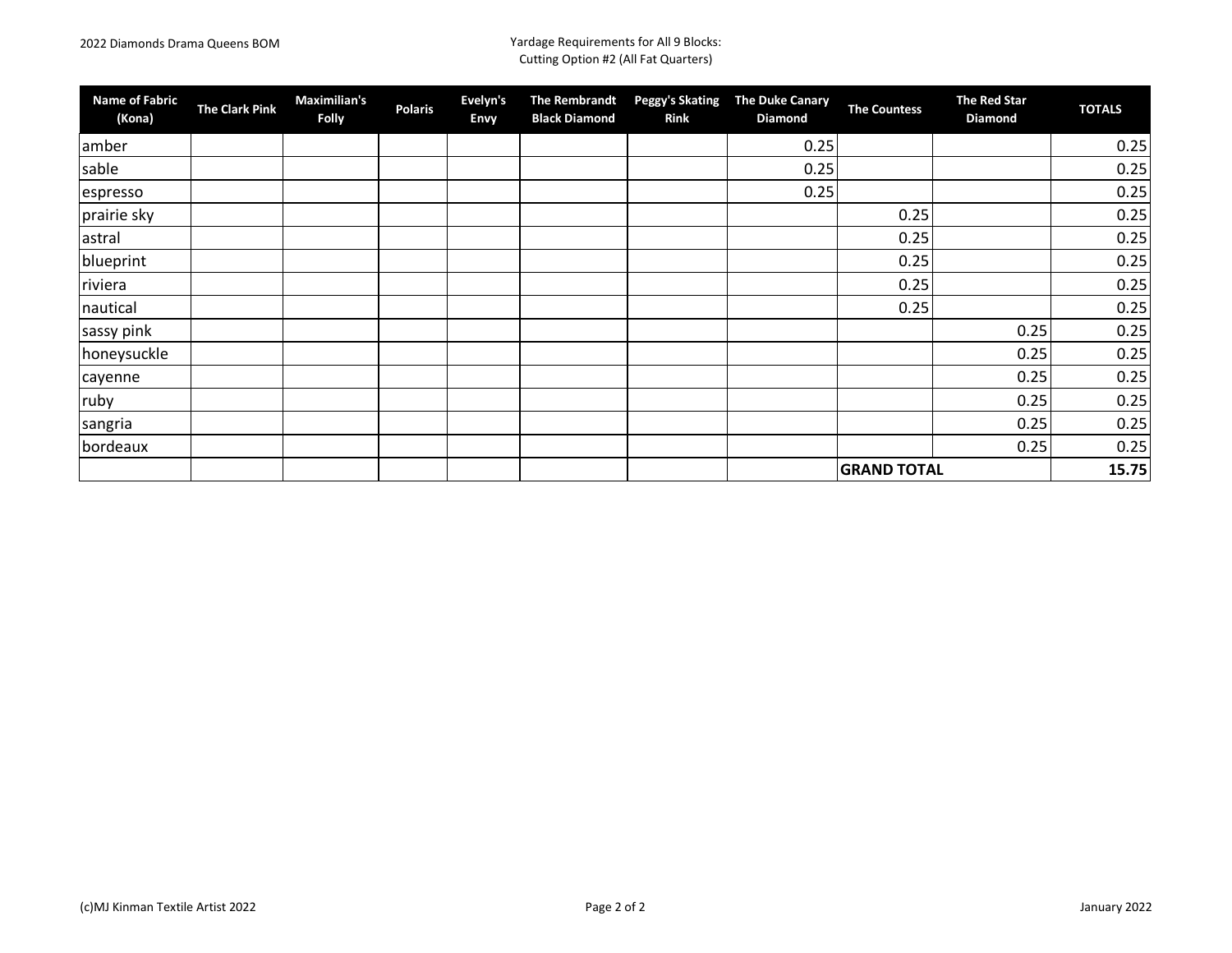| Name of Fabric (Kona) | The Clark Pink | Maximilian's Folly | Polaris | Evelyn's Envy | The Rembrandt Black Diamond | Peggy's Skating Rink | The Duke Canary Diamond | The Countess | The Red Star Diamond | TOTALS |
|---|---|---|---|---|---|---|---|---|---|---|
| amber | | | | | | | 0.25 | | | 0.25 |
| sable | | | | | | | 0.25 | | | 0.25 |
| espresso | | | | | | | 0.25 | | | 0.25 |
| prairie sky | | | | | | | | 0.25 | | 0.25 |
| astral | | | | | | | | 0.25 | | 0.25 |
| blueprint | | | | | | | | 0.25 | | 0.25 |
| riviera | | | | | | | | 0.25 | | 0.25 |
| nautical | | | | | | | | 0.25 | | 0.25 |
| sassy pink | | | | | | | | | 0.25 | 0.25 |
| honeysuckle | | | | | | | | | 0.25 | 0.25 |
| cayenne | | | | | | | | | 0.25 | 0.25 |
| ruby | | | | | | | | | 0.25 | 0.25 |
| sangria | | | | | | | | | 0.25 | 0.25 |
| bordeaux | | | | | | | | | 0.25 | 0.25 |
| | | | | | | | | **GRAND TOTAL** | | **15.75** |